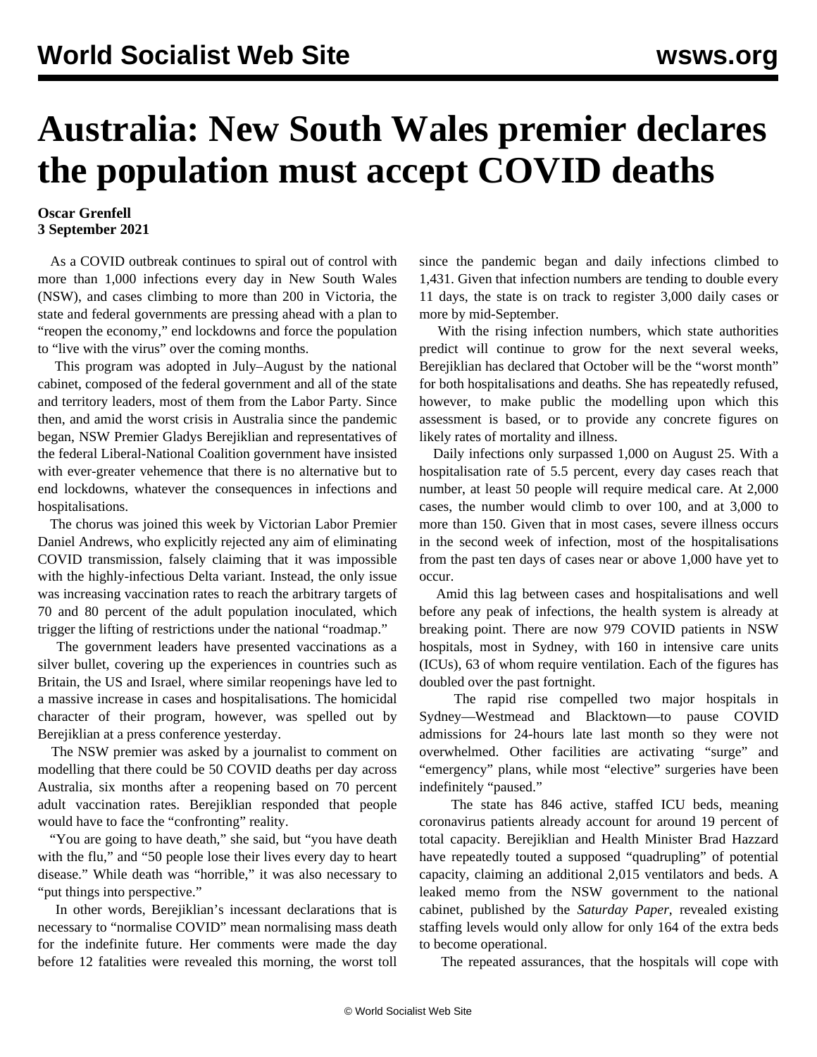# Australia: New South Wales premier declares the population must accept COVID deaths

**Oscar Grenfell**
**3 September 2021**

As a COVID outbreak continues to spiral out of control with more than 1,000 infections every day in New South Wales (NSW), and cases climbing to more than 200 in Victoria, the state and federal governments are pressing ahead with a plan to "reopen the economy," end lockdowns and force the population to "live with the virus" over the coming months.

This program was adopted in July–August by the national cabinet, composed of the federal government and all of the state and territory leaders, most of them from the Labor Party. Since then, and amid the worst crisis in Australia since the pandemic began, NSW Premier Gladys Berejiklian and representatives of the federal Liberal-National Coalition government have insisted with ever-greater vehemence that there is no alternative but to end lockdowns, whatever the consequences in infections and hospitalisations.

The chorus was joined this week by Victorian Labor Premier Daniel Andrews, who explicitly rejected any aim of eliminating COVID transmission, falsely claiming that it was impossible with the highly-infectious Delta variant. Instead, the only issue was increasing vaccination rates to reach the arbitrary targets of 70 and 80 percent of the adult population inoculated, which trigger the lifting of restrictions under the national "roadmap."

The government leaders have presented vaccinations as a silver bullet, covering up the experiences in countries such as Britain, the US and Israel, where similar reopenings have led to a massive increase in cases and hospitalisations. The homicidal character of their program, however, was spelled out by Berejiklian at a press conference yesterday.

The NSW premier was asked by a journalist to comment on modelling that there could be 50 COVID deaths per day across Australia, six months after a reopening based on 70 percent adult vaccination rates. Berejiklian responded that people would have to face the "confronting" reality.

"You are going to have death," she said, but "you have death with the flu," and "50 people lose their lives every day to heart disease." While death was "horrible," it was also necessary to "put things into perspective."

In other words, Berejiklian's incessant declarations that is necessary to "normalise COVID" mean normalising mass death for the indefinite future. Her comments were made the day before 12 fatalities were revealed this morning, the worst toll since the pandemic began and daily infections climbed to 1,431. Given that infection numbers are tending to double every 11 days, the state is on track to register 3,000 daily cases or more by mid-September.

With the rising infection numbers, which state authorities predict will continue to grow for the next several weeks, Berejiklian has declared that October will be the "worst month" for both hospitalisations and deaths. She has repeatedly refused, however, to make public the modelling upon which this assessment is based, or to provide any concrete figures on likely rates of mortality and illness.

Daily infections only surpassed 1,000 on August 25. With a hospitalisation rate of 5.5 percent, every day cases reach that number, at least 50 people will require medical care. At 2,000 cases, the number would climb to over 100, and at 3,000 to more than 150. Given that in most cases, severe illness occurs in the second week of infection, most of the hospitalisations from the past ten days of cases near or above 1,000 have yet to occur.

Amid this lag between cases and hospitalisations and well before any peak of infections, the health system is already at breaking point. There are now 979 COVID patients in NSW hospitals, most in Sydney, with 160 in intensive care units (ICUs), 63 of whom require ventilation. Each of the figures has doubled over the past fortnight.

The rapid rise compelled two major hospitals in Sydney—Westmead and Blacktown—to pause COVID admissions for 24-hours late last month so they were not overwhelmed. Other facilities are activating "surge" and "emergency" plans, while most "elective" surgeries have been indefinitely "paused."

The state has 846 active, staffed ICU beds, meaning coronavirus patients already account for around 19 percent of total capacity. Berejiklian and Health Minister Brad Hazzard have repeatedly touted a supposed "quadrupling" of potential capacity, claiming an additional 2,015 ventilators and beds. A leaked memo from the NSW government to the national cabinet, published by the *Saturday Paper*, revealed existing staffing levels would only allow for only 164 of the extra beds to become operational.

The repeated assurances, that the hospitals will cope with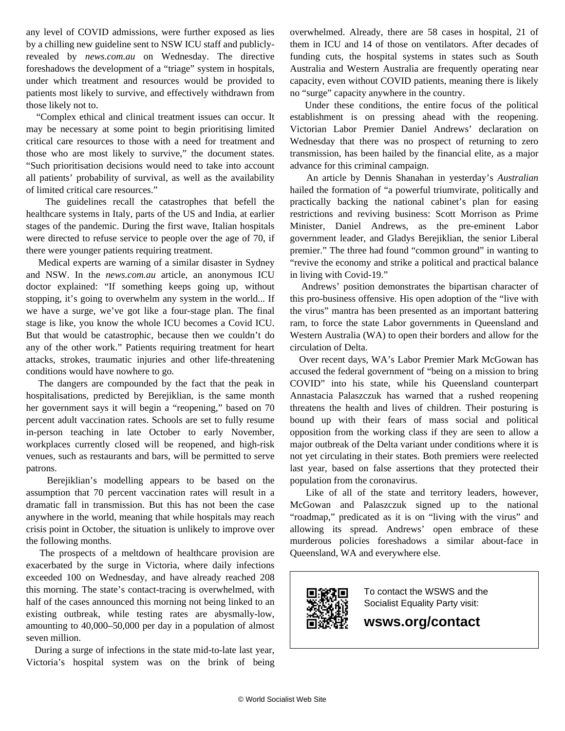any level of COVID admissions, were further exposed as lies by a chilling new guideline sent to NSW ICU staff and publicly-revealed by *news.com.au* on Wednesday. The directive foreshadows the development of a "triage" system in hospitals, under which treatment and resources would be provided to patients most likely to survive, and effectively withdrawn from those likely not to.

"Complex ethical and clinical treatment issues can occur. It may be necessary at some point to begin prioritising limited critical care resources to those with a need for treatment and those who are most likely to survive," the document states. "Such prioritisation decisions would need to take into account all patients' probability of survival, as well as the availability of limited critical care resources."

The guidelines recall the catastrophes that befell the healthcare systems in Italy, parts of the US and India, at earlier stages of the pandemic. During the first wave, Italian hospitals were directed to refuse service to people over the age of 70, if there were younger patients requiring treatment.

Medical experts are warning of a similar disaster in Sydney and NSW. In the *news.com.au* article, an anonymous ICU doctor explained: "If something keeps going up, without stopping, it's going to overwhelm any system in the world... If we have a surge, we've got like a four-stage plan. The final stage is like, you know the whole ICU becomes a Covid ICU. But that would be catastrophic, because then we couldn't do any of the other work." Patients requiring treatment for heart attacks, strokes, traumatic injuries and other life-threatening conditions would have nowhere to go.

The dangers are compounded by the fact that the peak in hospitalisations, predicted by Berejiklian, is the same month her government says it will begin a "reopening," based on 70 percent adult vaccination rates. Schools are set to fully resume in-person teaching in late October to early November, workplaces currently closed will be reopened, and high-risk venues, such as restaurants and bars, will be permitted to serve patrons.

Berejiklian's modelling appears to be based on the assumption that 70 percent vaccination rates will result in a dramatic fall in transmission. But this has not been the case anywhere in the world, meaning that while hospitals may reach crisis point in October, the situation is unlikely to improve over the following months.

The prospects of a meltdown of healthcare provision are exacerbated by the surge in Victoria, where daily infections exceeded 100 on Wednesday, and have already reached 208 this morning. The state's contact-tracing is overwhelmed, with half of the cases announced this morning not being linked to an existing outbreak, while testing rates are abysmally-low, amounting to 40,000–50,000 per day in a population of almost seven million.

During a surge of infections in the state mid-to-late last year, Victoria's hospital system was on the brink of being overwhelmed. Already, there are 58 cases in hospital, 21 of them in ICU and 14 of those on ventilators. After decades of funding cuts, the hospital systems in states such as South Australia and Western Australia are frequently operating near capacity, even without COVID patients, meaning there is likely no "surge" capacity anywhere in the country.

Under these conditions, the entire focus of the political establishment is on pressing ahead with the reopening. Victorian Labor Premier Daniel Andrews' declaration on Wednesday that there was no prospect of returning to zero transmission, has been hailed by the financial elite, as a major advance for this criminal campaign.

An article by Dennis Shanahan in yesterday's *Australian* hailed the formation of "a powerful triumvirate, politically and practically backing the national cabinet's plan for easing restrictions and reviving business: Scott Morrison as Prime Minister, Daniel Andrews, as the pre-eminent Labor government leader, and Gladys Berejiklian, the senior Liberal premier." The three had found "common ground" in wanting to "revive the economy and strike a political and practical balance in living with Covid-19."

Andrews' position demonstrates the bipartisan character of this pro-business offensive. His open adoption of the "live with the virus" mantra has been presented as an important battering ram, to force the state Labor governments in Queensland and Western Australia (WA) to open their borders and allow for the circulation of Delta.

Over recent days, WA's Labor Premier Mark McGowan has accused the federal government of "being on a mission to bring COVID" into his state, while his Queensland counterpart Annastacia Palaszczuk has warned that a rushed reopening threatens the health and lives of children. Their posturing is bound up with their fears of mass social and political opposition from the working class if they are seen to allow a major outbreak of the Delta variant under conditions where it is not yet circulating in their states. Both premiers were reelected last year, based on false assertions that they protected their population from the coronavirus.

Like of all of the state and territory leaders, however, McGowan and Palaszczuk signed up to the national "roadmap," predicated as it is on "living with the virus" and allowing its spread. Andrews' open embrace of these murderous policies foreshadows a similar about-face in Queensland, WA and everywhere else.

To contact the WSWS and the Socialist Equality Party visit:

**wsws.org/contact**